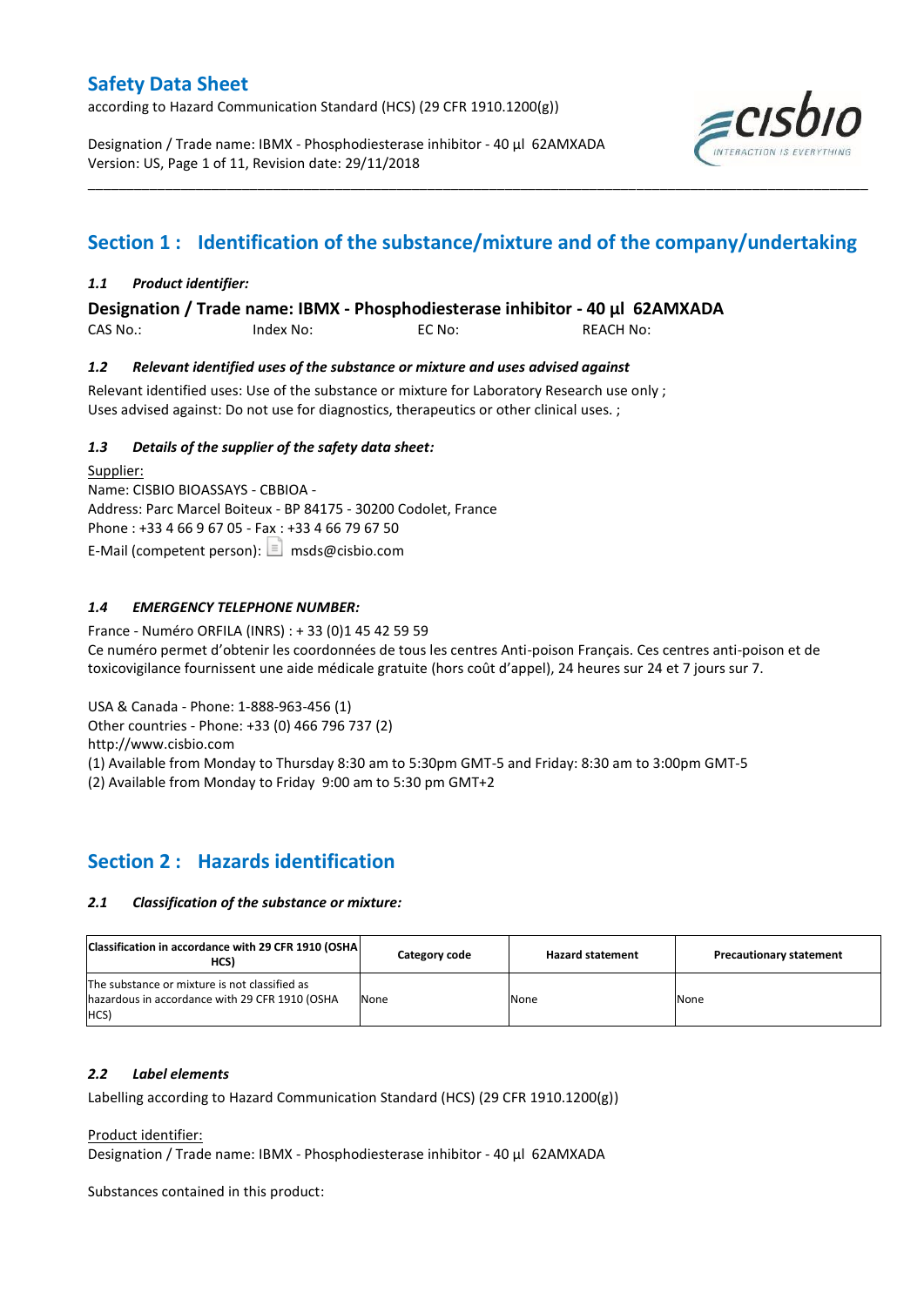# Safety Data Sheet

according to Hazard Communication Standard (HCS) (29 CFR 1910.1200(g))

Designation / Trade name: IBMX - Phosphodiesterase inhibitor - 40 µl 62AMXADA
Version: US, Page 1 of 11, Revision date: 29/11/2018

## Section 1 : Identification of the substance/mixture and of the company/undertaking

### *1.1 Product identifier:*

**Designation / Trade name: IBMX - Phosphodiesterase inhibitor - 40 µl 62AMXADA**

CAS No.: Index No: EC No: REACH No:

### *1.2 Relevant identified uses of the substance or mixture and uses advised against*

Relevant identified uses: Use of the substance or mixture for Laboratory Research use only ;
Uses advised against: Do not use for diagnostics, therapeutics or other clinical uses. ;

### *1.3 Details of the supplier of the safety data sheet:*

Supplier:
Name: CISBIO BIOASSAYS - CBBIOA -
Address: Parc Marcel Boiteux - BP 84175 - 30200 Codolet, France
Phone : +33 4 66 9 67 05 - Fax : +33 4 66 79 67 50
E-Mail (competent person): msds@cisbio.com

### *1.4 EMERGENCY TELEPHONE NUMBER:*

France - Numéro ORFILA (INRS) : + 33 (0)1 45 42 59 59
Ce numéro permet d'obtenir les coordonnées de tous les centres Anti-poison Français. Ces centres anti-poison et de toxicovigilance fournissent une aide médicale gratuite (hors coût d'appel), 24 heures sur 24 et 7 jours sur 7.

USA & Canada - Phone: 1-888-963-456 (1)
Other countries - Phone: +33 (0) 466 796 737 (2)
http://www.cisbio.com
(1) Available from Monday to Thursday 8:30 am to 5:30pm GMT-5 and Friday: 8:30 am to 3:00pm GMT-5
(2) Available from Monday to Friday 9:00 am to 5:30 pm GMT+2

## Section 2 : Hazards identification

### *2.1 Classification of the substance or mixture:*

| Classification in accordance with 29 CFR 1910 (OSHA HCS) | Category code | Hazard statement | Precautionary statement |
|---|---|---|---|
| The substance or mixture is not classified as hazardous in accordance with 29 CFR 1910 (OSHA HCS) | None | None | None |

### *2.2 Label elements*

Labelling according to Hazard Communication Standard (HCS) (29 CFR 1910.1200(g))

Product identifier:
Designation / Trade name: IBMX - Phosphodiesterase inhibitor - 40 µl 62AMXADA

Substances contained in this product: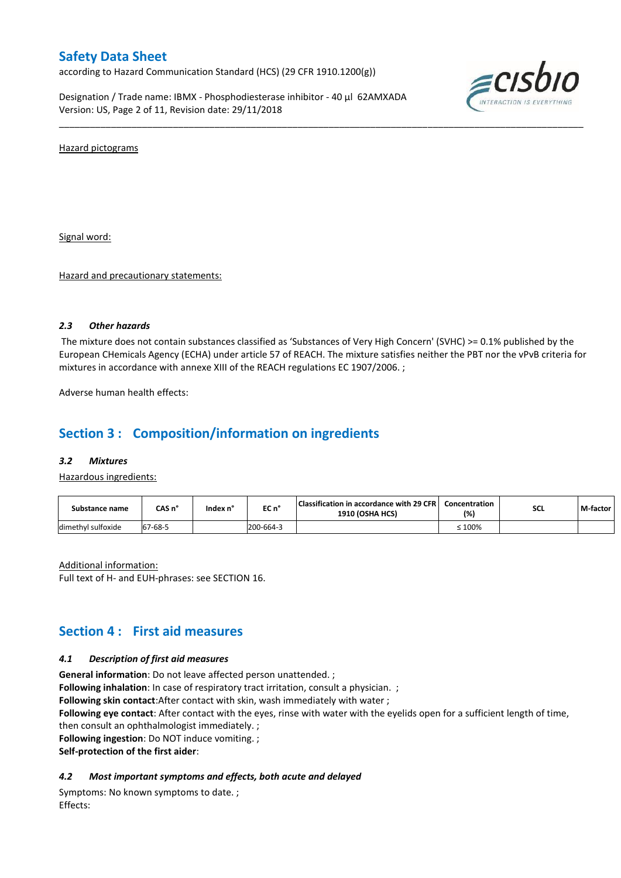Hazard pictograms

Signal word:

Hazard and precautionary statements:

### 2.3 *Other hazards*

The mixture does not contain substances classified as 'Substances of Very High Concern' (SVHC) >= 0.1% published by the European CHemicals Agency (ECHA) under article 57 of REACH. The mixture satisfies neither the PBT nor the vPvB criteria for mixtures in accordance with annexe XIII of the REACH regulations EC 1907/2006. ;

Adverse human health effects:

## Section 3 : Composition/information on ingredients

### 3.2 *Mixtures*

Hazardous ingredients:

| Substance name | CAS n° | Index n° | EC n° | Classification in accordance with 29 CFR 1910 (OSHA HCS) | Concentration (%) | SCL | M-factor |
|---|---|---|---|---|---|---|---|
| dimethyl sulfoxide | 67-68-5 | | 200-664-3 | | ≤ 100% | | |

Additional information:
Full text of H- and EUH-phrases: see SECTION 16.

## Section 4 : First aid measures

### 4.1 *Description of first aid measures*

**General information**: Do not leave affected person unattended. ;
**Following inhalation**: In case of respiratory tract irritation, consult a physician. ;
**Following skin contact**:After contact with skin, wash immediately with water ;
**Following eye contact**: After contact with the eyes, rinse with water with the eyelids open for a sufficient length of time, then consult an ophthalmologist immediately. ;
**Following ingestion**: Do NOT induce vomiting. ;
**Self-protection of the first aider**:

### 4.2 *Most important symptoms and effects, both acute and delayed*

Symptoms: No known symptoms to date. ;
Effects: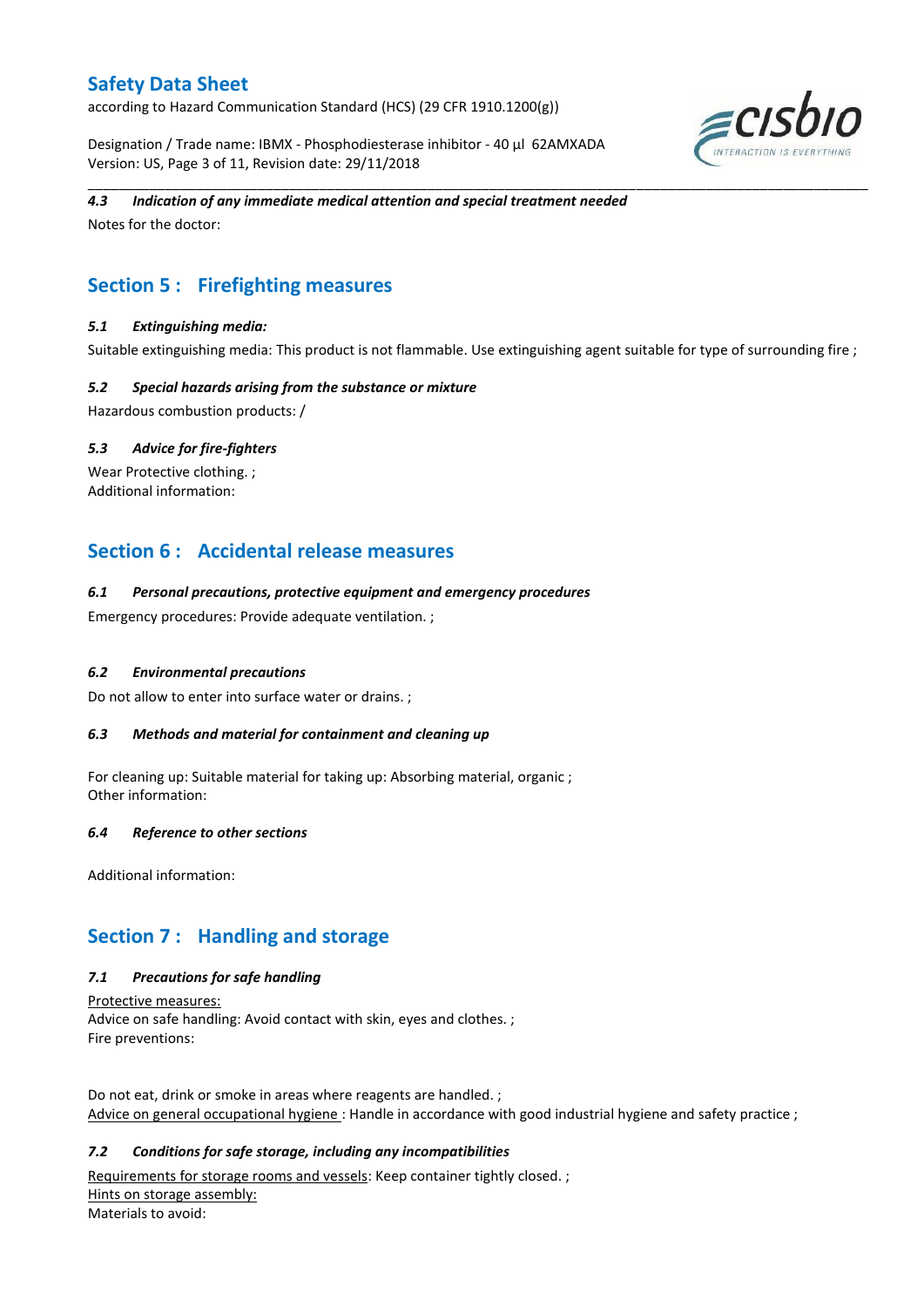#### 4.3 *Indication of any immediate medical attention and special treatment needed*

Notes for the doctor:

## Section 5 : Firefighting measures

#### 5.1 *Extinguishing media:*

Suitable extinguishing media: This product is not flammable. Use extinguishing agent suitable for type of surrounding fire ;

#### 5.2 *Special hazards arising from the substance or mixture*

Hazardous combustion products: /

#### 5.3 *Advice for fire-fighters*

Wear Protective clothing. ;
Additional information:

## Section 6 : Accidental release measures

#### 6.1 *Personal precautions, protective equipment and emergency procedures*

Emergency procedures: Provide adequate ventilation. ;

#### 6.2 *Environmental precautions*

Do not allow to enter into surface water or drains. ;

#### 6.3 *Methods and material for containment and cleaning up*

For cleaning up: Suitable material for taking up: Absorbing material, organic ;
Other information:

#### 6.4 *Reference to other sections*

Additional information:

## Section 7 : Handling and storage

#### 7.1 *Precautions for safe handling*

Protective measures:
Advice on safe handling: Avoid contact with skin, eyes and clothes. ;
Fire preventions:

Do not eat, drink or smoke in areas where reagents are handled. ;
Advice on general occupational hygiene : Handle in accordance with good industrial hygiene and safety practice ;

#### 7.2 *Conditions for safe storage, including any incompatibilities*

Requirements for storage rooms and vessels: Keep container tightly closed. ;
Hints on storage assembly:
Materials to avoid: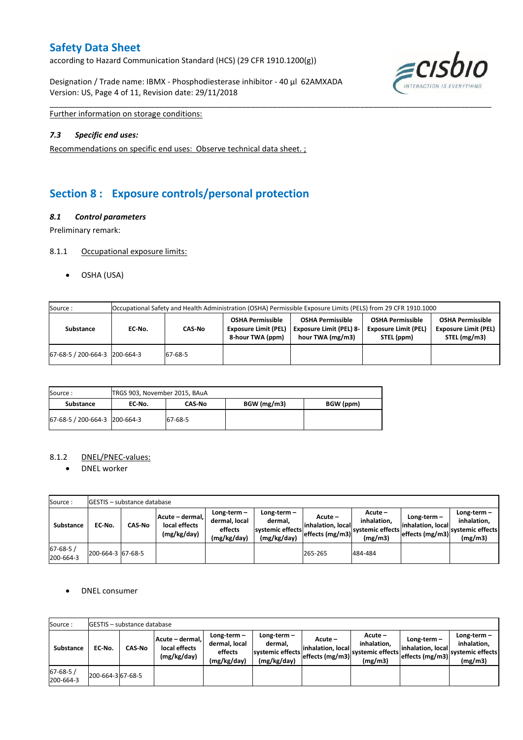Further information on storage conditions:

### *7.3 Specific end uses:*

Recommendations on specific end uses: Observe technical data sheet. ;

## Section 8 : Exposure controls/personal protection

### *8.1 Control parameters*

Preliminary remark:

8.1.1 Occupational exposure limits:

- OSHA (USA)

| Source : | Occupational Safety and Health Administration (OSHA) Permissible Exposure Limits (PELS) from 29 CFR 1910.1000 | | | | | |
|---|---|---|---|---|---|---|
| **Substance** | **EC-No.** | **CAS-No** | **OSHA Permissible Exposure Limit (PEL) 8-hour TWA (ppm)** | **OSHA Permissible Exposure Limit (PEL) 8-hour TWA (mg/m3)** | **OSHA Permissible Exposure Limit (PEL) STEL (ppm)** | **OSHA Permissible Exposure Limit (PEL) STEL (mg/m3)** |
| 67-68-5 / 200-664-3 | 200-664-3 | 67-68-5 | | | | |

| Source : | TRGS 903, November 2015, BAuA | | | |
|---|---|---|---|---|
| **Substance** | **EC-No.** | **CAS-No** | **BGW (mg/m3)** | **BGW (ppm)** |
| 67-68-5 / 200-664-3 | 200-664-3 | 67-68-5 | | |

8.1.2 DNEL/PNEC-values:

- DNEL worker

| Source : | GESTIS – substance database | | | | | | | | | |
|---|---|---|---|---|---|---|---|---|---|---|
| **Substance** | **EC-No.** | **CAS-No** | **Acute – dermal, local effects (mg/kg/day)** | **Long-term – dermal, local effects (mg/kg/day)** | **Long-term – dermal, systemic effects (mg/kg/day)** | **Acute – inhalation, local effects (mg/m3)** | **Acute – inhalation, systemic effects (mg/m3)** | **Long-term – inhalation, local effects (mg/m3)** | **Long-term – inhalation, systemic effects (mg/m3)** |
| 67-68-5 / 200-664-3 | 200-664-3 | 67-68-5 | | | | 265-265 | 484-484 | | |

- DNEL consumer

| Source : | GESTIS – substance database | | | | | | | | |
|---|---|---|---|---|---|---|---|---|---|
| **Substance** | **EC-No.** | **CAS-No** | **Acute – dermal, local effects (mg/kg/day)** | **Long-term – dermal, local effects (mg/kg/day)** | **Long-term – dermal, systemic effects (mg/kg/day)** | **Acute – inhalation, local effects (mg/m3)** | **Acute – inhalation, systemic effects (mg/m3)** | **Long-term – inhalation, local effects (mg/m3)** | **Long-term – inhalation, systemic effects (mg/m3)** |
| 67-68-5 / 200-664-3 | 200-664-3 | 67-68-5 | | | | | | | |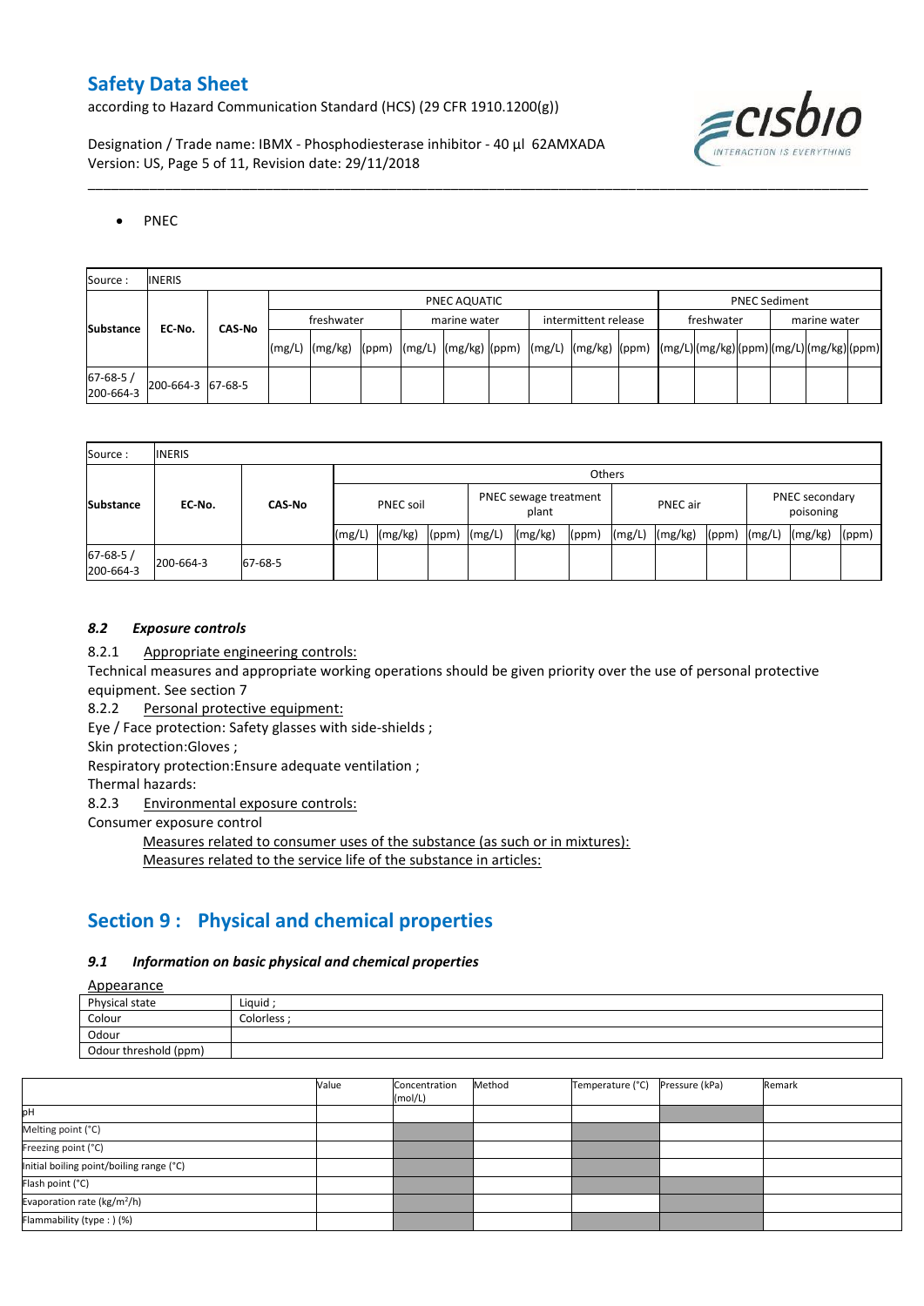- PNEC

| Source : | INERIS | | | | | | | | | | | | | | | | | | |
|---|---|---|---|---|---|---|---|---|---|---|---|---|---|---|---|---|---|---|---|
| Substance | EC-No. | CAS-No | PNEC AQUATIC | | | | | | | | | PNEC Sediment | | | | | |
| | | | freshwater | | | marine water | | | intermittent release | | | freshwater | | | marine water | | |
| | | | (mg/L) | (mg/kg) | (ppm) | (mg/L) | (mg/kg) | (ppm) | (mg/L) | (mg/kg) | (ppm) | (mg/L) | (mg/kg) | (ppm) | (mg/L) | (mg/kg) | (ppm) |
| 67-68-5 / 200-664-3 | 200-664-3 | 67-68-5 | | | | | | | | | | | | | | | |

| Source : | INERIS | | | | | | | | | | | | | | |
|---|---|---|---|---|---|---|---|---|---|---|---|---|---|---|---|
| Substance | EC-No. | CAS-No | Others | | | | | | | | | | | | |
| | | | PNEC soil | | | PNEC sewage treatment plant | | | PNEC air | | | PNEC secondary poisoning | | |
| | | | (mg/L) | (mg/kg) | (ppm) | (mg/L) | (mg/kg) | (ppm) | (mg/L) | (mg/kg) | (ppm) | (mg/L) | (mg/kg) | (ppm) |
| 67-68-5 / 200-664-3 | 200-664-3 | 67-68-5 | | | | | | | | | | | | |

### *8.2 Exposure controls*

8.2.1 Appropriate engineering controls:

Technical measures and appropriate working operations should be given priority over the use of personal protective equipment. See section 7

8.2.2 Personal protective equipment:

Eye / Face protection: Safety glasses with side-shields ;

Skin protection:Gloves ;

Respiratory protection:Ensure adequate ventilation ;

Thermal hazards:

8.2.3 Environmental exposure controls:

Consumer exposure control

Measures related to consumer uses of the substance (as such or in mixtures):

Measures related to the service life of the substance in articles:

## Section 9 : Physical and chemical properties

### *9.1 Information on basic physical and chemical properties*

Appearance

| Physical state | Liquid ; |
|---|---|
| Colour | Colorless ; |
| Odour | |
| Odour threshold (ppm) | |

| | Value | Concentration (mol/L) | Method | Temperature (°C) | Pressure (kPa) | Remark |
|---|---|---|---|---|---|---|
| pH | | | | | | |
| Melting point (°C) | | | | | | |
| Freezing point (°C) | | | | | | |
| Initial boiling point/boiling range (°C) | | | | | | |
| Flash point (°C) | | | | | | |
| Evaporation rate (kg/m²/h) | | | | | | |
| Flammability (type : ) (%) | | | | | | |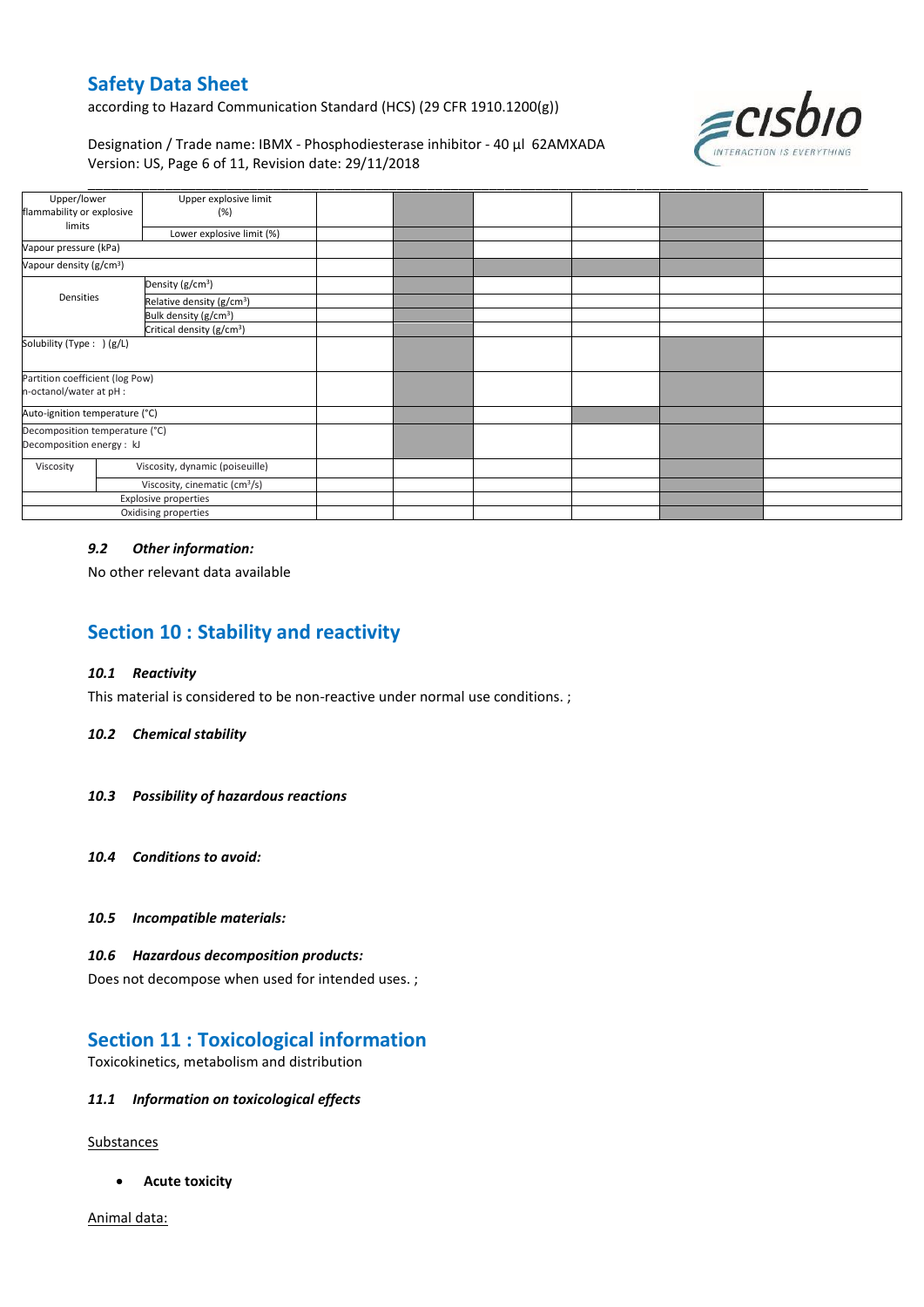| Upper/lower flammability or explosive limits | Upper explosive limit (%) | | | | | | |
|---|---|---|---|---|---|---|---|
| | Lower explosive limit (%) | | | | | | |
| Vapour pressure (kPa) | | | | | | | |
| Vapour density (g/cm³) | | | | | | | |
| Densities | Density (g/cm³) | | | | | | |
| | Relative density (g/cm³) | | | | | | |
| | Bulk density (g/cm³) | | | | | | |
| | Critical density (g/cm³) | | | | | | |
| Solubility (Type : ) (g/L) | | | | | | | |
| Partition coefficient (log Pow) n-octanol/water at pH : | | | | | | | |
| Auto-ignition temperature (°C) | | | | | | | |
| Decomposition temperature (°C) Decomposition energy : kJ | | | | | | | |
| Viscosity | Viscosity, dynamic (poiseuille) | | | | | | |
| | Viscosity, cinematic (cm³/s) | | | | | | |
| Explosive properties | | | | | | | |
| Oxidising properties | | | | | | | |

### *9.2 Other information:*

No other relevant data available

## Section 10 : Stability and reactivity

### *10.1 Reactivity*

This material is considered to be non-reactive under normal use conditions. ;

### *10.2 Chemical stability*

### *10.3 Possibility of hazardous reactions*

### *10.4 Conditions to avoid:*

### *10.5 Incompatible materials:*

### *10.6 Hazardous decomposition products:*

Does not decompose when used for intended uses. ;

## Section 11 : Toxicological information

Toxicokinetics, metabolism and distribution

### *11.1 Information on toxicological effects*

Substances

- **Acute toxicity**

Animal data: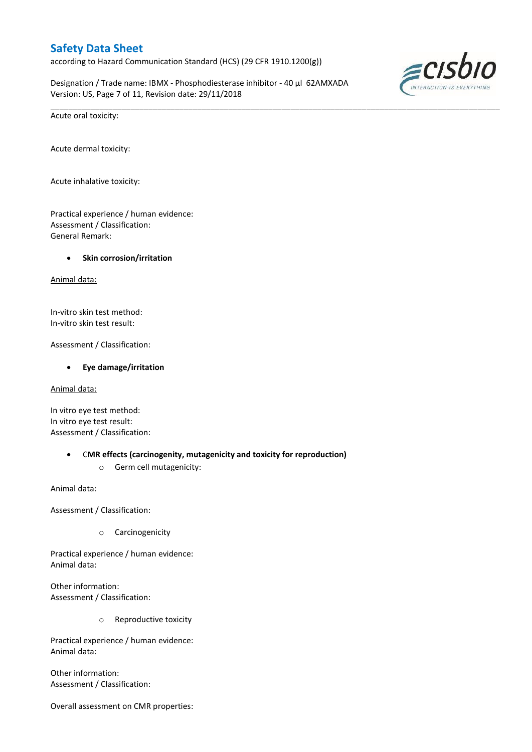Acute oral toxicity:

Acute dermal toxicity:

Acute inhalative toxicity:

Practical experience / human evidence:
Assessment / Classification:
General Remark:

- **Skin corrosion/irritation**

Animal data:

In-vitro skin test method:
In-vitro skin test result:

Assessment / Classification:

- **Eye damage/irritation**

Animal data:

In vitro eye test method:
In vitro eye test result:
Assessment / Classification:

- **CMR effects (carcinogenity, mutagenicity and toxicity for reproduction)**
    - Germ cell mutagenicity:

Animal data:

Assessment / Classification:

- Carcinogenicity

Practical experience / human evidence:
Animal data:

Other information:
Assessment / Classification:

- Reproductive toxicity

Practical experience / human evidence:
Animal data:

Other information:
Assessment / Classification:

Overall assessment on CMR properties: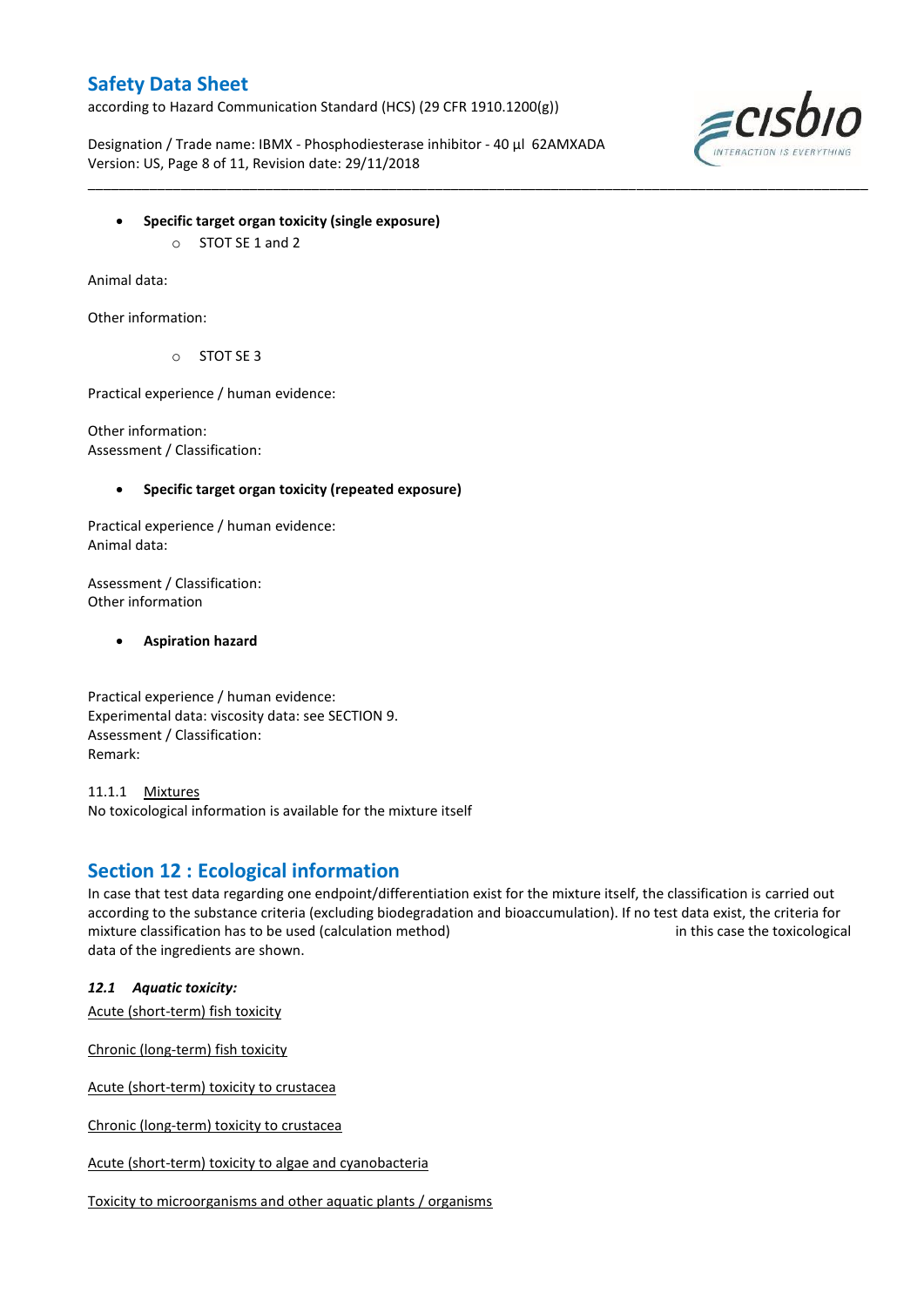- **Specific target organ toxicity (single exposure)**
  - STOT SE 1 and 2

Animal data:

Other information:

  - STOT SE 3

Practical experience / human evidence:

Other information:
Assessment / Classification:

- **Specific target organ toxicity (repeated exposure)**

Practical experience / human evidence:
Animal data:

Assessment / Classification:
Other information

- **Aspiration hazard**

Practical experience / human evidence:
Experimental data: viscosity data: see SECTION 9.
Assessment / Classification:
Remark:

11.1.1 Mixtures
No toxicological information is available for the mixture itself

## Section 12 : Ecological information

In case that test data regarding one endpoint/differentiation exist for the mixture itself, the classification is carried out according to the substance criteria (excluding biodegradation and bioaccumulation). If no test data exist, the criteria for mixture classification has to be used (calculation method) in this case the toxicological data of the ingredients are shown.

### *12.1 Aquatic toxicity:*

Acute (short-term) fish toxicity

Chronic (long-term) fish toxicity

Acute (short-term) toxicity to crustacea

Chronic (long-term) toxicity to crustacea

Acute (short-term) toxicity to algae and cyanobacteria

Toxicity to microorganisms and other aquatic plants / organisms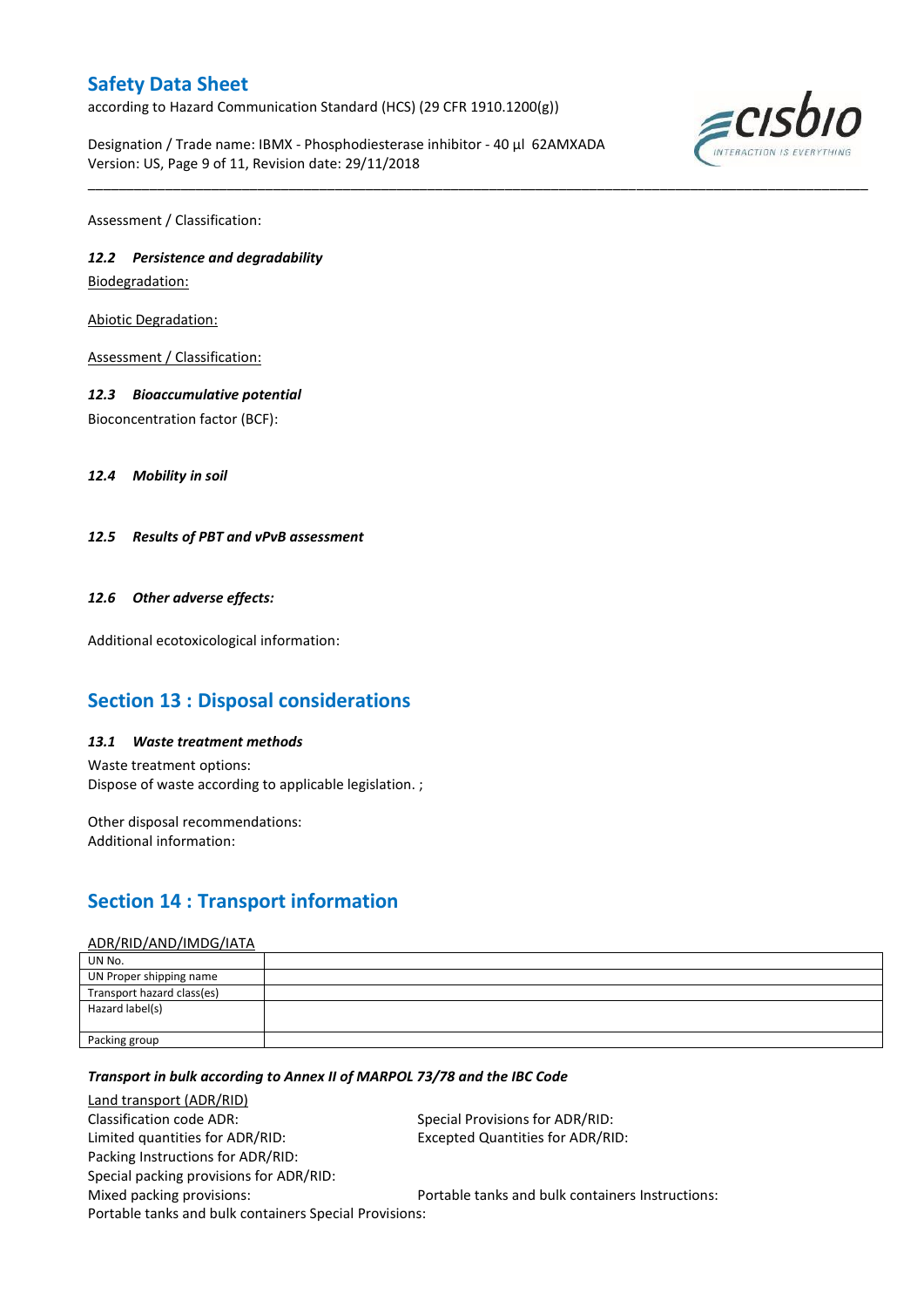Assessment / Classification:

### 12.2 Persistence and degradability

Biodegradation:

Abiotic Degradation:

Assessment / Classification:

### 12.3 Bioaccumulative potential

Bioconcentration factor (BCF):

### 12.4 Mobility in soil

### 12.5 Results of PBT and vPvB assessment

### 12.6 Other adverse effects:

Additional ecotoxicological information:

## Section 13 : Disposal considerations

### 13.1 Waste treatment methods

Waste treatment options:
Dispose of waste according to applicable legislation. ;

Other disposal recommendations:
Additional information:

## Section 14 : Transport information

ADR/RID/AND/IMDG/IATA

| UN No. | |
|---|---|
| UN Proper shipping name | |
| Transport hazard class(es) | |
| Hazard label(s) | |
| Packing group | |

***Transport in bulk according to Annex II of MARPOL 73/78 and the IBC Code***

Land transport (ADR/RID)

Classification code ADR:
Special Provisions for ADR/RID:
Limited quantities for ADR/RID:
Excepted Quantities for ADR/RID:
Packing Instructions for ADR/RID:
Special packing provisions for ADR/RID:
Mixed packing provisions:
Portable tanks and bulk containers Instructions:
Portable tanks and bulk containers Special Provisions: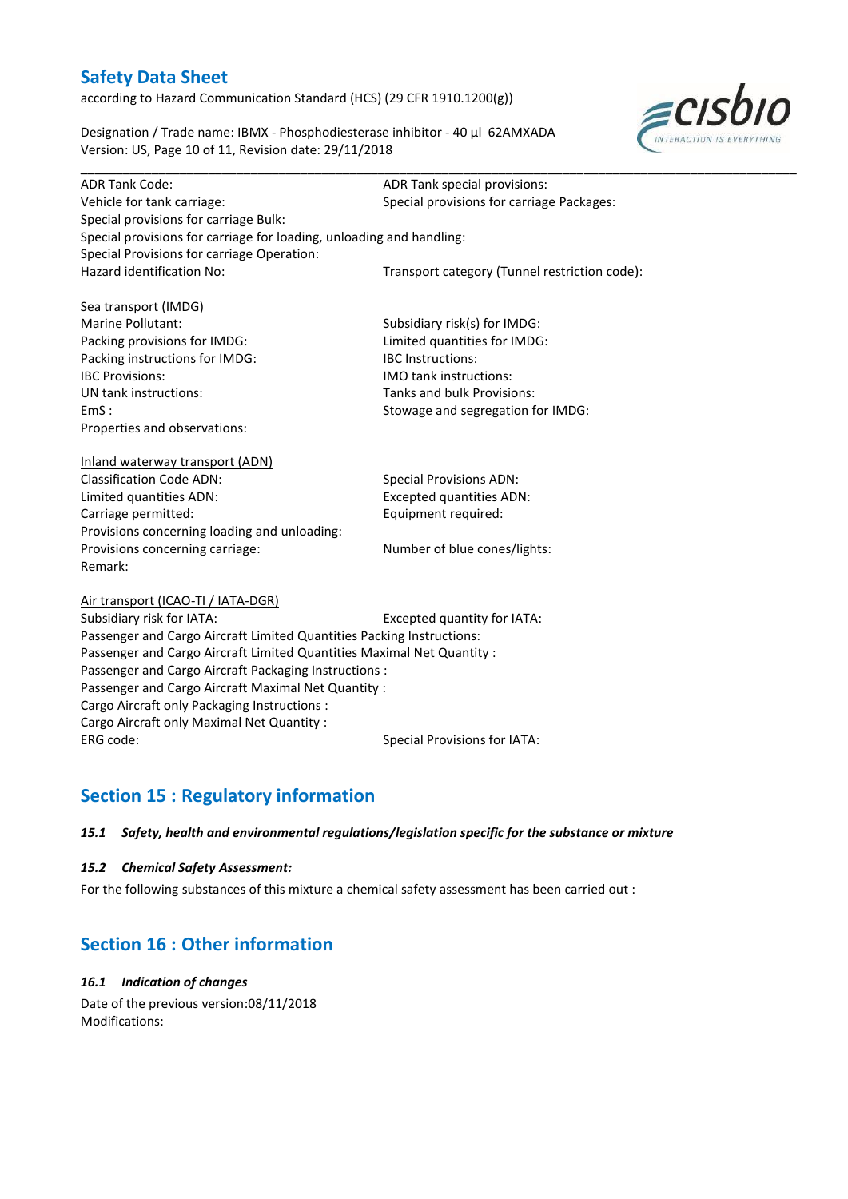ADR Tank Code:
ADR Tank special provisions:
Vehicle for tank carriage:
Special provisions for carriage Packages:
Special provisions for carriage Bulk:
Special provisions for carriage for loading, unloading and handling:
Special Provisions for carriage Operation:
Hazard identification No:
Transport category (Tunnel restriction code):

Sea transport (IMDG)

Marine Pollutant:
Subsidiary risk(s) for IMDG:
Packing provisions for IMDG:
Limited quantities for IMDG:
Packing instructions for IMDG:
IBC Instructions:
IBC Provisions:
IMO tank instructions:
UN tank instructions:
Tanks and bulk Provisions:
EmS :
Stowage and segregation for IMDG:
Properties and observations:

Inland waterway transport (ADN)

Classification Code ADN:
Special Provisions ADN:
Limited quantities ADN:
Excepted quantities ADN:
Carriage permitted:
Equipment required:
Provisions concerning loading and unloading:
Provisions concerning carriage:
Number of blue cones/lights:
Remark:

Air transport (ICAO-TI / IATA-DGR)

Subsidiary risk for IATA:
Excepted quantity for IATA:
Passenger and Cargo Aircraft Limited Quantities Packing Instructions:
Passenger and Cargo Aircraft Limited Quantities Maximal Net Quantity :
Passenger and Cargo Aircraft Packaging Instructions :
Passenger and Cargo Aircraft Maximal Net Quantity :
Cargo Aircraft only Packaging Instructions :
Cargo Aircraft only Maximal Net Quantity :
ERG code:
Special Provisions for IATA:

## Section 15 : Regulatory information

### *15.1 Safety, health and environmental regulations/legislation specific for the substance or mixture*

### *15.2 Chemical Safety Assessment:*

For the following substances of this mixture a chemical safety assessment has been carried out :

## Section 16 : Other information

### *16.1 Indication of changes*

Date of the previous version:08/11/2018

Modifications: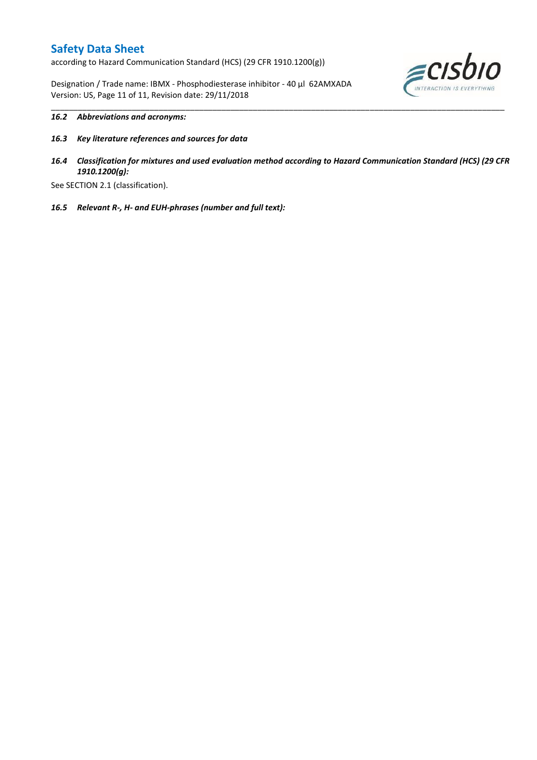### *16.2 Abbreviations and acronyms:*

### *16.3 Key literature references and sources for data*

### *16.4 Classification for mixtures and used evaluation method according to Hazard Communication Standard (HCS) (29 CFR 1910.1200(g):*

See SECTION 2.1 (classification).

### *16.5 Relevant R-, H- and EUH-phrases (number and full text):*